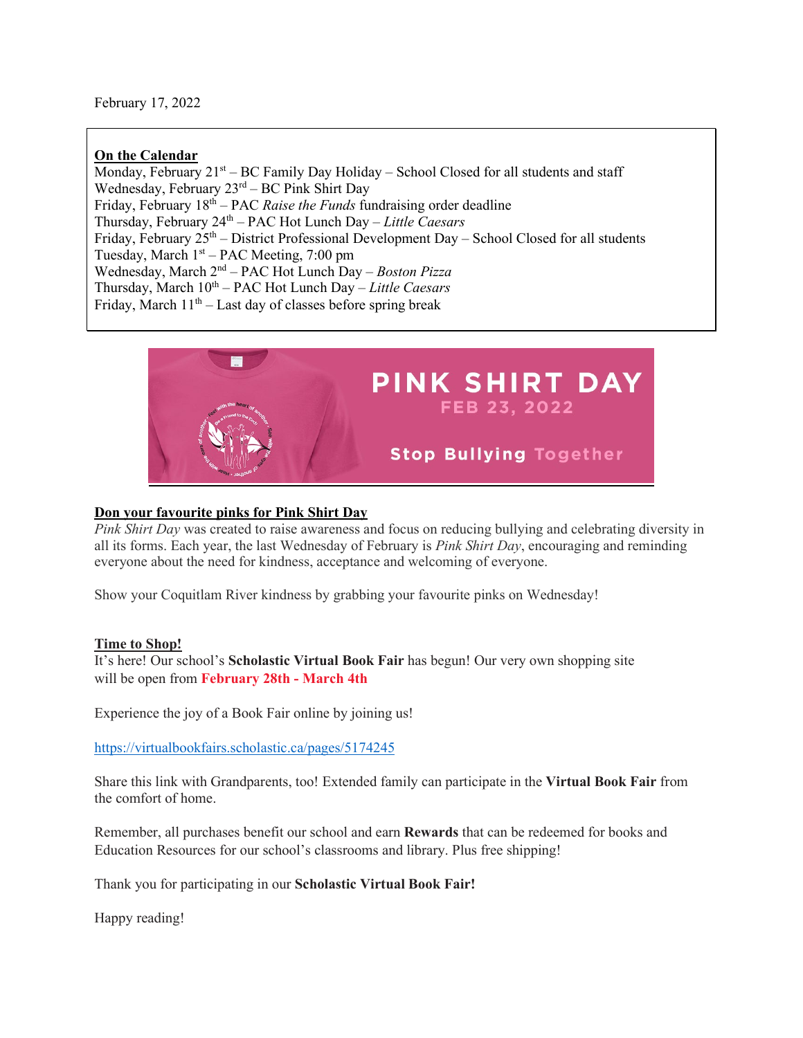February 17, 2022

**On the Calendar**

Monday, February 21st – BC Family Day Holiday – School Closed for all students and staff
Wednesday, February 23rd – BC Pink Shirt Day
Friday, February 18th – PAC *Raise the Funds* fundraising order deadline
Thursday, February 24th – PAC Hot Lunch Day – *Little Caesars*
Friday, February 25th – District Professional Development Day – School Closed for all students
Tuesday, March 1st – PAC Meeting, 7:00 pm
Wednesday, March 2nd – PAC Hot Lunch Day – *Boston Pizza*
Thursday, March 10th – PAC Hot Lunch Day – *Little Caesars*
Friday, March 11th – Last day of classes before spring break

PINK SHIRT DAY
FEB 23, 2022
Stop Bullying Together

**Don your favourite pinks for Pink Shirt Day**

*Pink Shirt Day* was created to raise awareness and focus on reducing bullying and celebrating diversity in all its forms. Each year, the last Wednesday of February is *Pink Shirt Day*, encouraging and reminding everyone about the need for kindness, acceptance and welcoming of everyone.

Show your Coquitlam River kindness by grabbing your favourite pinks on Wednesday!

**Time to Shop!**

It's here! Our school's **Scholastic Virtual Book Fair** has begun! Our very own shopping site will be open from **February 28th - March 4th**

Experience the joy of a Book Fair online by joining us!

https://virtualbookfairs.scholastic.ca/pages/5174245

Share this link with Grandparents, too! Extended family can participate in the **Virtual Book Fair** from the comfort of home.

Remember, all purchases benefit our school and earn **Rewards** that can be redeemed for books and Education Resources for our school's classrooms and library. Plus free shipping!

Thank you for participating in our **Scholastic Virtual Book Fair!**

Happy reading!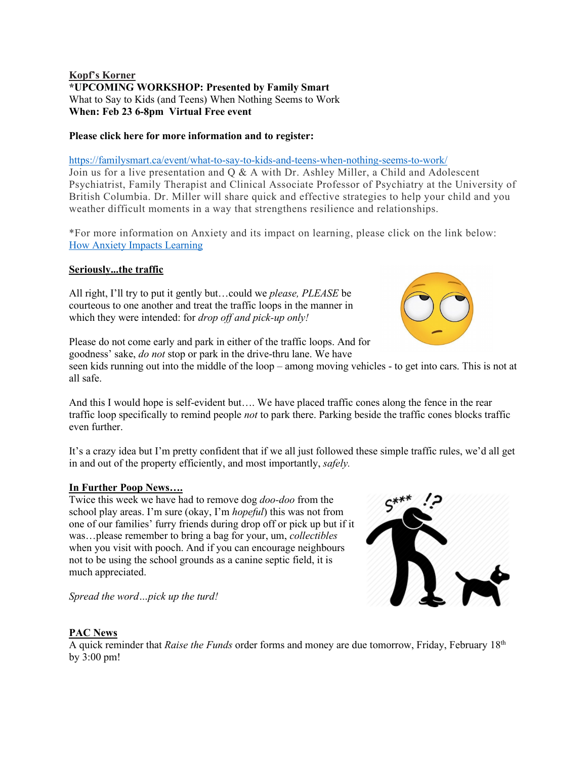**Kopf's Korner**

**\*UPCOMING WORKSHOP: Presented by Family Smart**

What to Say to Kids (and Teens) When Nothing Seems to Work

**When: Feb 23 6-8pm Virtual Free event**

**Please click here for more information and to register:**

https://familysmart.ca/event/what-to-say-to-kids-and-teens-when-nothing-seems-to-work/

Join us for a live presentation and Q & A with Dr. Ashley Miller, a Child and Adolescent Psychiatrist, Family Therapist and Clinical Associate Professor of Psychiatry at the University of British Columbia. Dr. Miller will share quick and effective strategies to help your child and you weather difficult moments in a way that strengthens resilience and relationships.

\*For more information on Anxiety and its impact on learning, please click on the link below:
How Anxiety Impacts Learning

**Seriously...the traffic**

All right, I'll try to put it gently but…could we *please, PLEASE* be courteous to one another and treat the traffic loops in the manner in which they were intended: for *drop off and pick-up only!*

Please do not come early and park in either of the traffic loops. And for goodness' sake, *do not* stop or park in the drive-thru lane. We have seen kids running out into the middle of the loop – among moving vehicles - to get into cars. This is not at all safe.

And this I would hope is self-evident but…. We have placed traffic cones along the fence in the rear traffic loop specifically to remind people *not* to park there. Parking beside the traffic cones blocks traffic even further.

It's a crazy idea but I'm pretty confident that if we all just followed these simple traffic rules, we'd all get in and out of the property efficiently, and most importantly, *safely.*

**In Further Poop News….**

Twice this week we have had to remove dog *doo-doo* from the school play areas. I'm sure (okay, I'm *hopeful*) this was not from one of our families' furry friends during drop off or pick up but if it was…please remember to bring a bag for your, um, *collectibles* when you visit with pooch. And if you can encourage neighbours not to be using the school grounds as a canine septic field, it is much appreciated.

*Spread the word…pick up the turd!*

**PAC News**

A quick reminder that *Raise the Funds* order forms and money are due tomorrow, Friday, February 18th by 3:00 pm!